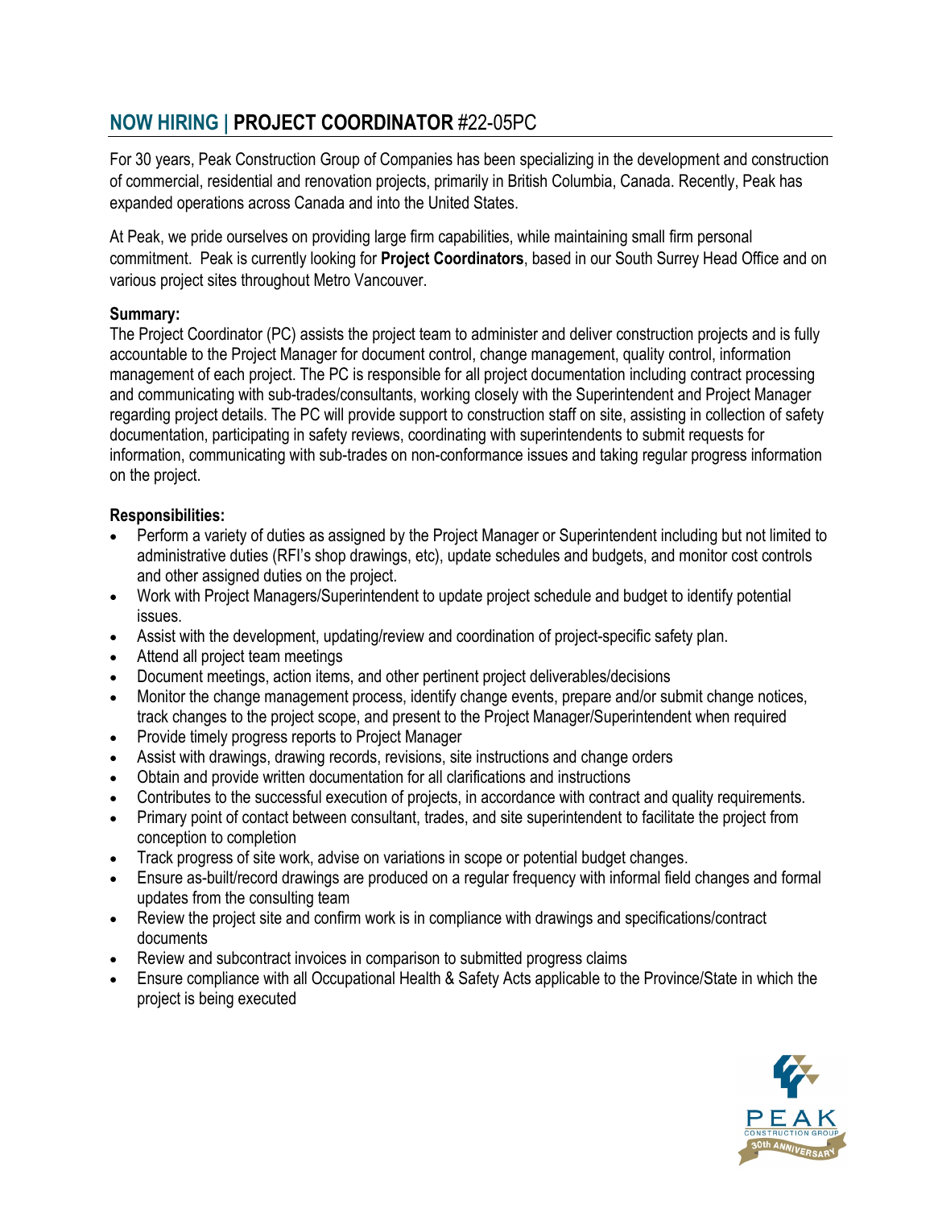# NOW HIRING | PROJECT COORDINATOR #22-05PC

For 30 years, Peak Construction Group of Companies has been specializing in the development and construction of commercial, residential and renovation projects, primarily in British Columbia, Canada. Recently, Peak has expanded operations across Canada and into the United States.

At Peak, we pride ourselves on providing large firm capabilities, while maintaining small firm personal commitment. Peak is currently looking for **Project Coordinators**, based in our South Surrey Head Office and on various project sites throughout Metro Vancouver.

**Summary:**

The Project Coordinator (PC) assists the project team to administer and deliver construction projects and is fully accountable to the Project Manager for document control, change management, quality control, information management of each project. The PC is responsible for all project documentation including contract processing and communicating with sub-trades/consultants, working closely with the Superintendent and Project Manager regarding project details. The PC will provide support to construction staff on site, assisting in collection of safety documentation, participating in safety reviews, coordinating with superintendents to submit requests for information, communicating with sub-trades on non-conformance issues and taking regular progress information on the project.

**Responsibilities:**

- Perform a variety of duties as assigned by the Project Manager or Superintendent including but not limited to administrative duties (RFI's shop drawings, etc), update schedules and budgets, and monitor cost controls and other assigned duties on the project.
- Work with Project Managers/Superintendent to update project schedule and budget to identify potential issues.
- Assist with the development, updating/review and coordination of project-specific safety plan.
- Attend all project team meetings
- Document meetings, action items, and other pertinent project deliverables/decisions
- Monitor the change management process, identify change events, prepare and/or submit change notices, track changes to the project scope, and present to the Project Manager/Superintendent when required
- Provide timely progress reports to Project Manager
- Assist with drawings, drawing records, revisions, site instructions and change orders
- Obtain and provide written documentation for all clarifications and instructions
- Contributes to the successful execution of projects, in accordance with contract and quality requirements.
- Primary point of contact between consultant, trades, and site superintendent to facilitate the project from conception to completion
- Track progress of site work, advise on variations in scope or potential budget changes.
- Ensure as-built/record drawings are produced on a regular frequency with informal field changes and formal updates from the consulting team
- Review the project site and confirm work is in compliance with drawings and specifications/contract documents
- Review and subcontract invoices in comparison to submitted progress claims
- Ensure compliance with all Occupational Health & Safety Acts applicable to the Province/State in which the project is being executed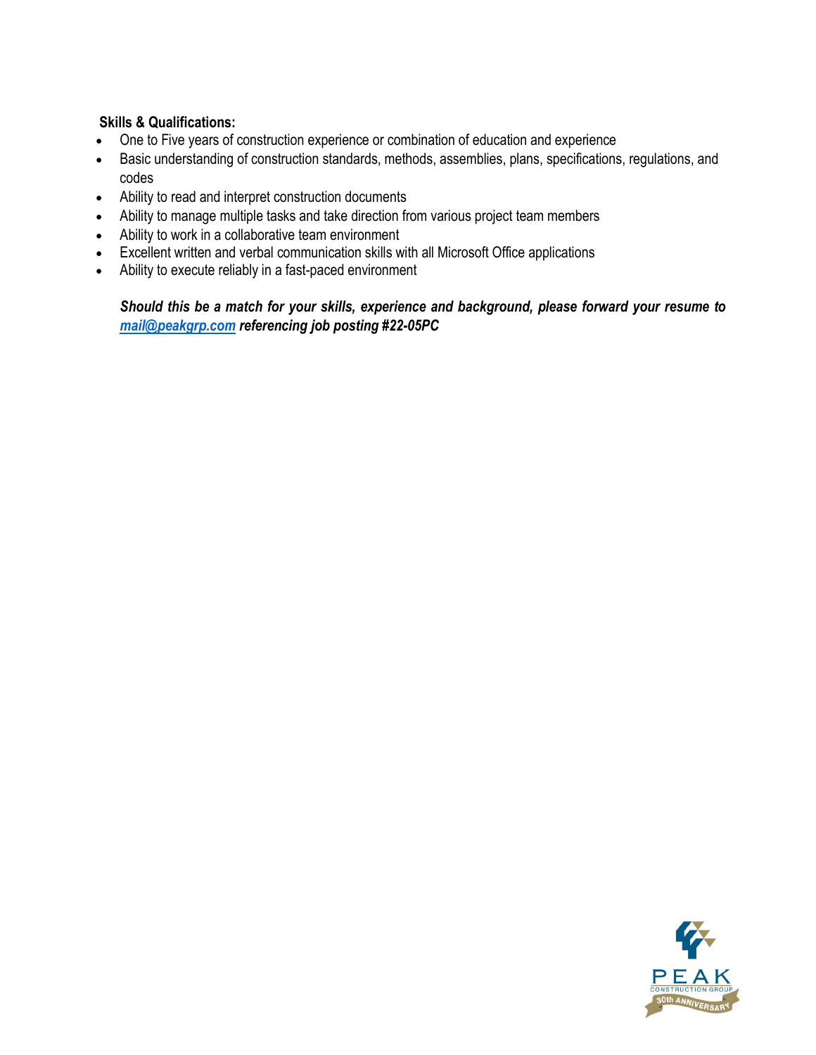**Skills & Qualifications:**

- One to Five years of construction experience or combination of education and experience
- Basic understanding of construction standards, methods, assemblies, plans, specifications, regulations, and codes
- Ability to read and interpret construction documents
- Ability to manage multiple tasks and take direction from various project team members
- Ability to work in a collaborative team environment
- Excellent written and verbal communication skills with all Microsoft Office applications
- Ability to execute reliably in a fast-paced environment

***Should this be a match for your skills, experience and background, please forward your resume to [mail@peakgrp.com](mailto:mail@peakgrp.com) referencing job posting #22-05PC***